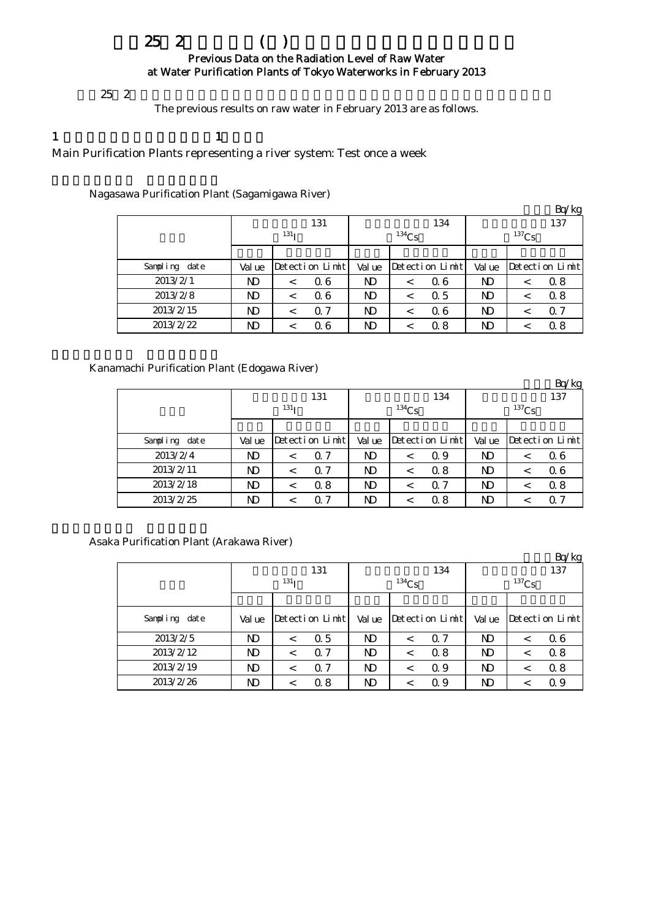# 25 2 ( )

## Previous Data on the Radiation Level of Raw Water at Water Purification Plants of Tokyo Waterworks in February 2013

25 2

The previous results on raw water in February 2013 are as follows.

1 1

Main Purification Plants representing a river system: Test once a week

Nagasawa Purification Plant (Sagamigawa River)

Bq/kg

| | 131 $^{131}$I | | 134 $^{134}$Cs | | 137 $^{137}$Cs | |
|---|---|---|---|---|---|---|
| Sampling date | Value | Detection Limit | Value | Detection Limit | Value | Detection Limit |
| 2013/2/1 | ND | < 0.6 | ND | < 0.6 | ND | < 0.8 |
| 2013/2/8 | ND | < 0.6 | ND | < 0.5 | ND | < 0.8 |
| 2013/2/15 | ND | < 0.7 | ND | < 0.6 | ND | < 0.7 |
| 2013/2/22 | ND | < 0.6 | ND | < 0.8 | ND | < 0.8 |

Kanamachi Purification Plant (Edogawa River)

Bq/kg

| | 131 $^{131}$I | | 134 $^{134}$Cs | | 137 $^{137}$Cs | |
|---|---|---|---|---|---|---|
| Sampling date | Value | Detection Limit | Value | Detection Limit | Value | Detection Limit |
| 2013/2/4 | ND | < 0.7 | ND | < 0.9 | ND | < 0.6 |
| 2013/2/11 | ND | < 0.7 | ND | < 0.8 | ND | < 0.6 |
| 2013/2/18 | ND | < 0.8 | ND | < 0.7 | ND | < 0.8 |
| 2013/2/25 | ND | < 0.7 | ND | < 0.8 | ND | < 0.7 |

Asaka Purification Plant (Arakawa River)

Bq/kg

| | 131 $^{131}$I | | 134 $^{134}$Cs | | 137 $^{137}$Cs | |
|---|---|---|---|---|---|---|
| Sampling date | Value | Detection Limit | Value | Detection Limit | Value | Detection Limit |
| 2013/2/5 | ND | < 0.5 | ND | < 0.7 | ND | < 0.6 |
| 2013/2/12 | ND | < 0.7 | ND | < 0.8 | ND | < 0.8 |
| 2013/2/19 | ND | < 0.7 | ND | < 0.9 | ND | < 0.8 |
| 2013/2/26 | ND | < 0.8 | ND | < 0.9 | ND | < 0.9 |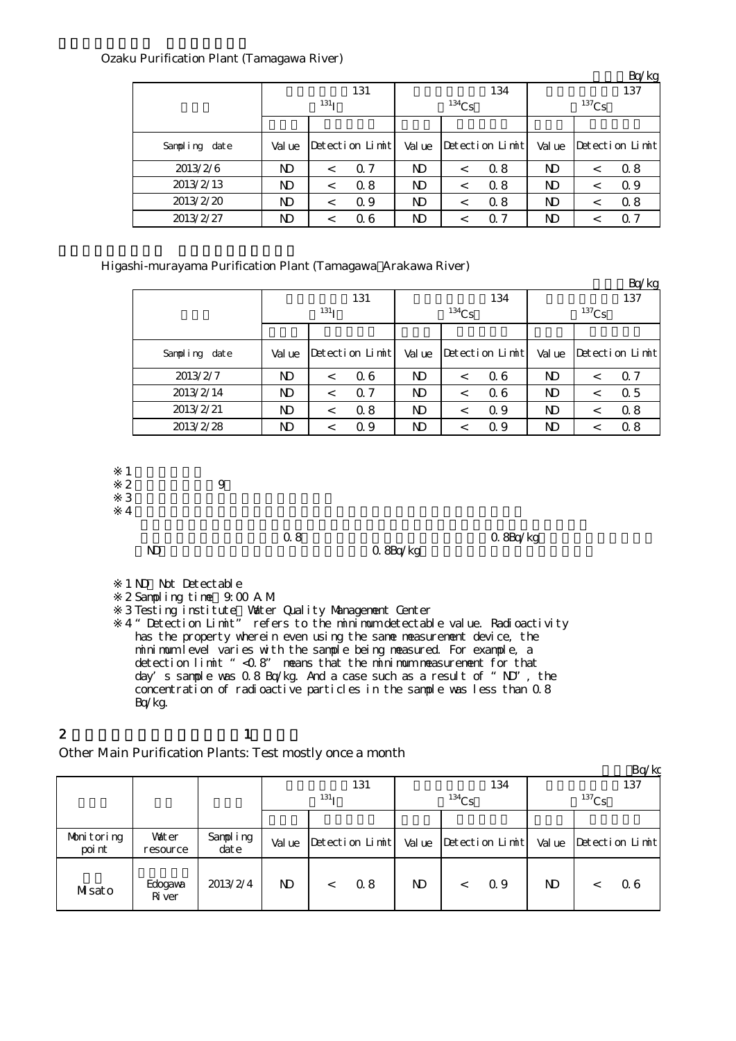Ozaku Purification Plant (Tamagawa River)

Bq/kg

| | 131 $^{131}I$ | | 134 $^{134}Cs$ | | 137 $^{137}Cs$ | |
|---|---|---|---|---|---|---|
| Sampling date | Value | Detection Limit | Value | Detection Limit | Value | Detection Limit |
| 2013/2/6 | ND | < 0.7 | ND | < 0.8 | ND | < 0.8 |
| 2013/2/13 | ND | < 0.8 | ND | < 0.8 | ND | < 0.9 |
| 2013/2/20 | ND | < 0.9 | ND | < 0.8 | ND | < 0.8 |
| 2013/2/27 | ND | < 0.6 | ND | < 0.7 | ND | < 0.7 |

Higashi-murayama Purification Plant (Tamagawa Arakawa River)

Bq/kg

| | 131 $^{131}I$ | | 134 $^{134}Cs$ | | 137 $^{137}Cs$ | |
|---|---|---|---|---|---|---|
| Sampling date | Value | Detection Limit | Value | Detection Limit | Value | Detection Limit |
| 2013/2/7 | ND | < 0.6 | ND | < 0.6 | ND | < 0.7 |
| 2013/2/14 | ND | < 0.7 | ND | < 0.6 | ND | < 0.5 |
| 2013/2/21 | ND | < 0.8 | ND | < 0.9 | ND | < 0.8 |
| 2013/2/28 | ND | < 0.9 | ND | < 0.9 | ND | < 0.8 |

※1
※2 9
※3
※4
0.8 0.8Bq/kg
ND 0.8Bq/kg

※1 ND Not Detectable
※2 Sampling time 9:00 A.M.
※3 Testing institute Water Quality Management Center
※4 "Detection Limit" refers to the minimum detectable value. Radioactivity has the property wherein even using the same measurement device, the minimum level varies with the sample being measured. For example, a detection limit "<0.8" means that the minimum measurement for that day's sample was 0.8 Bq/kg. And a case such as a result of "ND", the concentration of radioactive particles in the sample was less than 0.8 Bq/kg.

2 1

Other Main Purification Plants: Test mostly once a month

Bq/kg

| | | | 131 $^{131}I$ | | 134 $^{134}Cs$ | | 137 $^{137}Cs$ | |
|---|---|---|---|---|---|---|---|---|
| Monitoring point | Water resource | Sampling date | Value | Detection Limit | Value | Detection Limit | Value | Detection Limit |
| Misato | Edogawa River | 2013/2/4 | ND | < 0.8 | ND | < 0.9 | ND | < 0.6 |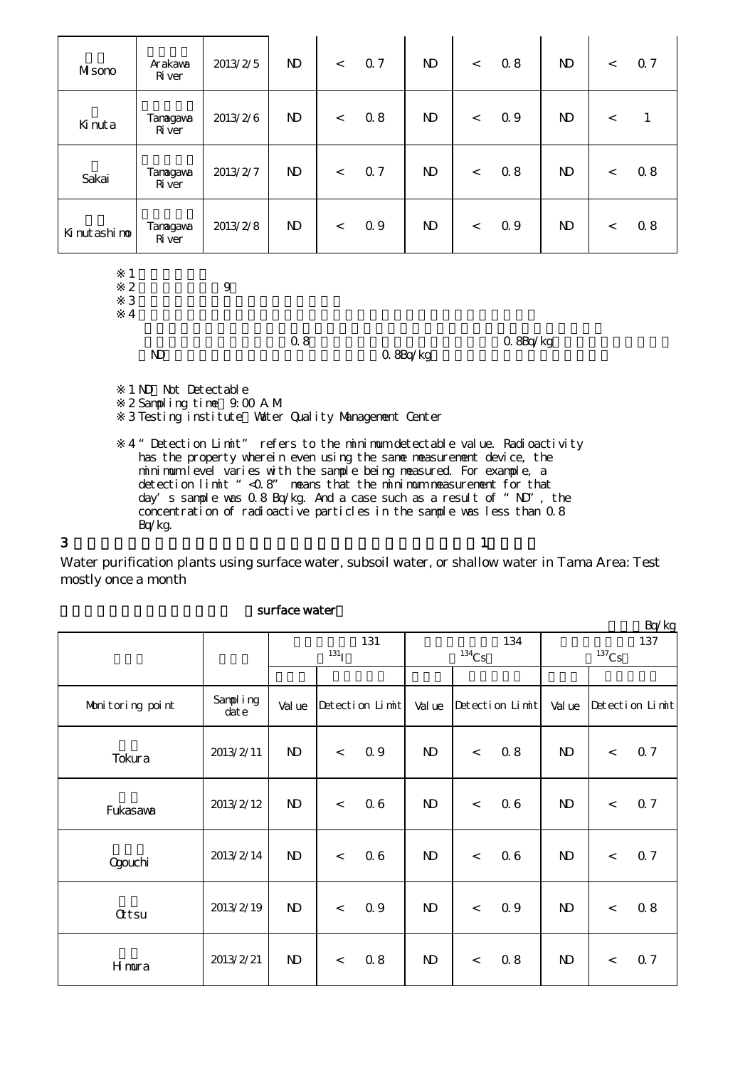| Misono | Arakawa River | 2013/2/5 | ND | < | 0.7 | ND | < | 0.8 | ND | < | 0.7 |
|---|---|---|---|---|---|---|---|---|---|---|---|
| Kinuta | Tamagawa River | 2013/2/6 | ND | < | 0.8 | ND | < | 0.9 | ND | < | 1 |
| Sakai | Tamagawa River | 2013/2/7 | ND | < | 0.7 | ND | < | 0.8 | ND | < | 0.8 |
| Kinutashimo | Tamagawa River | 2013/2/8 | ND | < | 0.9 | ND | < | 0.9 | ND | < | 0.8 |

※1

※2 9

※3

※4

0.8 0.8Bq/kg

ND 0.8Bq/kg

※1 ND Not Detectable

※2 Sampling time 9:00 A.M.

※3 Testing institute Water Quality Management Center

※4 "Detection Limit" refers to the minimum detectable value. Radioactivity has the property wherein even using the same measurement device, the minimum level varies with the sample being measured. For example, a detection limit "<0.8" means that the minimum measurement for that day's sample was 0.8 Bq/kg. And a case such as a result of "ND", the concentration of radioactive particles in the sample was less than 0.8 Bq/kg.

3 1

Water purification plants using surface water, subsoil water, or shallow water in Tama Area: Test mostly once a month

surface water

Bq/kg

| | | 131 $^{131}I$ | | | 134 $^{134}Cs$ | | | 137 $^{137}Cs$ | | |
|---|---|---|---|---|---|---|---|---|---|---|
| Monitoring point | Sampling date | Value | Detection Limit | | Value | Detection Limit | | Value | Detection Limit | |
| Tokura | 2013/2/11 | ND | < | 0.9 | ND | < | 0.8 | ND | < | 0.7 |
| Fukasawa | 2013/2/12 | ND | < | 0.6 | ND | < | 0.6 | ND | < | 0.7 |
| Ogouchi | 2013/2/14 | ND | < | 0.6 | ND | < | 0.6 | ND | < | 0.7 |
| Ottsu | 2013/2/19 | ND | < | 0.9 | ND | < | 0.9 | ND | < | 0.8 |
| Himura | 2013/2/21 | ND | < | 0.8 | ND | < | 0.8 | ND | < | 0.7 |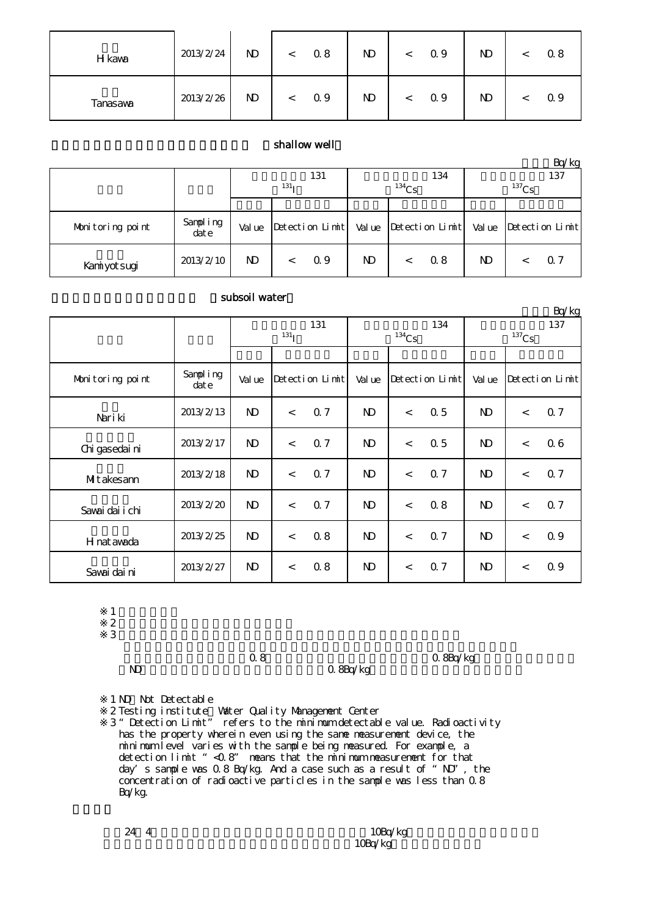| | | | | | | | | |
|---|---|---|---|---|---|---|---|---|
| Hikawa | 2013/2/24 | ND | < | 0.8 | ND | < | 0.9 | ND | < | 0.8 |
| Tanasawa | 2013/2/26 | ND | < | 0.9 | ND | < | 0.9 | ND | < | 0.9 |

shallow well

Bq/kg

| | | 131 $^{131}$I | | | 134 $^{134}$Cs | | | 137 $^{137}$Cs | | |
|---|---|---|---|---|---|---|---|---|---|---|
| Monitoring point | Sampling date | Value | Detection Limit | | Value | Detection Limit | | Value | Detection Limit | |
| Kamiyotsugi | 2013/2/10 | ND | < | 0.9 | ND | < | 0.8 | ND | < | 0.7 |

subsoil water

Bq/kg

| | | 131 $^{131}$I | | | 134 $^{134}$Cs | | | 137 $^{137}$Cs | | |
|---|---|---|---|---|---|---|---|---|---|---|
| Monitoring point | Sampling date | Value | Detection Limit | | Value | Detection Limit | | Value | Detection Limit | |
| Nariki | 2013/2/13 | ND | < | 0.7 | ND | < | 0.5 | ND | < | 0.7 |
| Chigasedaini | 2013/2/17 | ND | < | 0.7 | ND | < | 0.5 | ND | < | 0.6 |
| Mitakesann | 2013/2/18 | ND | < | 0.7 | ND | < | 0.7 | ND | < | 0.7 |
| Sawaidaiichi | 2013/2/20 | ND | < | 0.7 | ND | < | 0.8 | ND | < | 0.7 |
| Hinatawada | 2013/2/25 | ND | < | 0.8 | ND | < | 0.7 | ND | < | 0.9 |
| Sawaidaini | 2013/2/27 | ND | < | 0.8 | ND | < | 0.7 | ND | < | 0.9 |

※1
※2
※3

0.8 0.8Bq/kg
ND 0.8Bq/kg

※1 ND Not Detectable
※2 Testing institute Water Quality Management Center
※3 "Detection Limit" refers to the minimum detectable value. Radioactivity has the property wherein even using the same measurement device, the minimum level varies with the sample being measured. For example, a detection limit "<0.8" means that the minimum measurement for that day's sample was 0.8 Bq/kg. And a case such as a result of "ND", the concentration of radioactive particles in the sample was less than 0.8 Bq/kg.

24 4 10Bq/kg
10Bq/kg